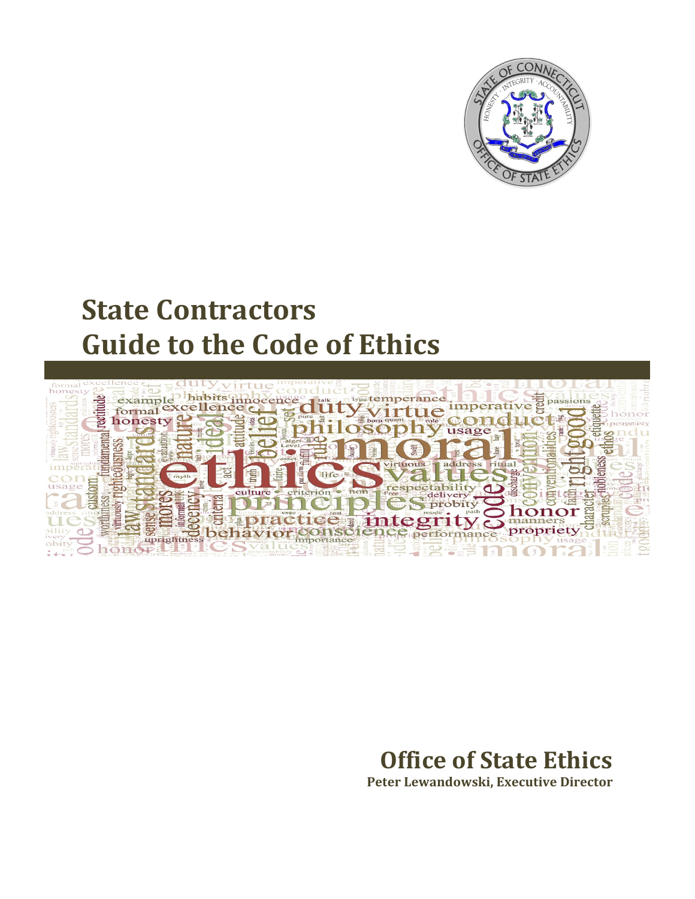# State Contractors Guide to the Code of Ethics

**Office of State Ethics**

**Peter Lewandowski, Executive Director**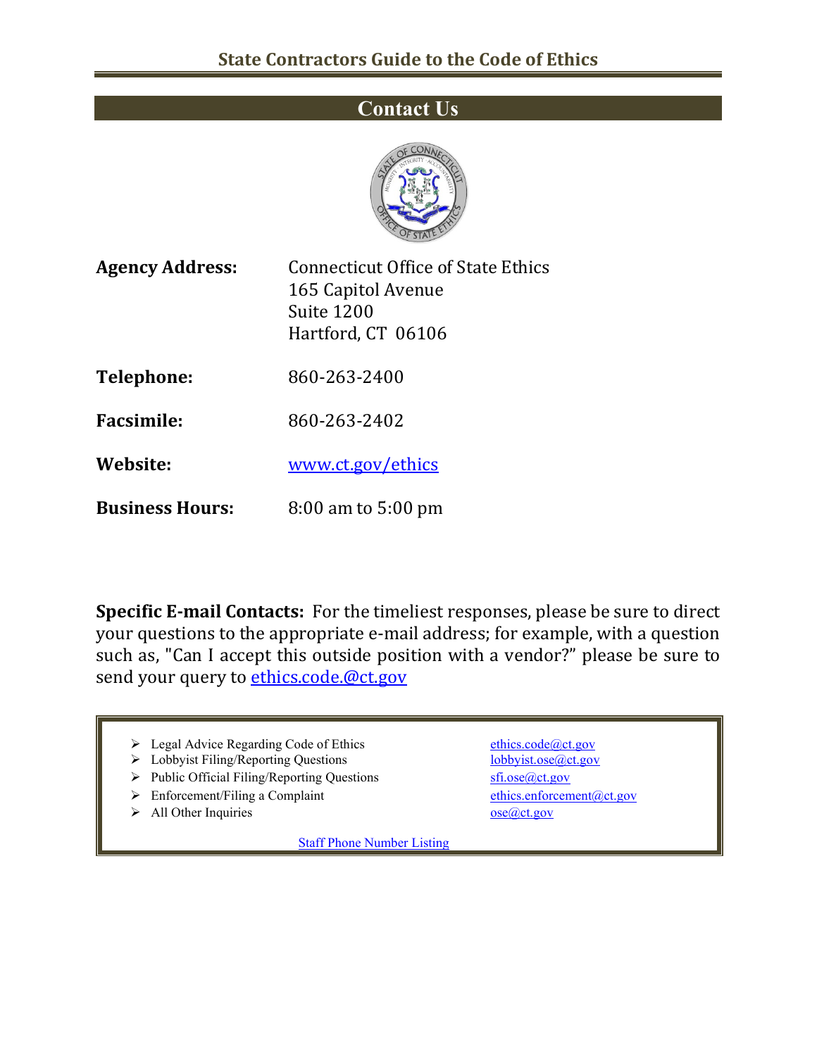## Contact Us

**Agency Address:** Connecticut Office of State Ethics
165 Capitol Avenue
Suite 1200
Hartford, CT 06106

**Telephone:** 860-263-2400

**Facsimile:** 860-263-2402

**Website:** [www.ct.gov/ethics](http://www.ct.gov/ethics)

**Business Hours:** 8:00 am to 5:00 pm

**Specific E-mail Contacts:** For the timeliest responses, please be sure to direct your questions to the appropriate e-mail address; for example, with a question such as, "Can I accept this outside position with a vendor?" please be sure to send your query to ethics.code.@ct.gov

- Legal Advice Regarding Code of Ethics — ethics.code@ct.gov
- Lobbyist Filing/Reporting Questions — lobbyist.ose@ct.gov
- Public Official Filing/Reporting Questions — sfi.ose@ct.gov
- Enforcement/Filing a Complaint — ethics.enforcement@ct.gov
- All Other Inquiries — ose@ct.gov

Staff Phone Number Listing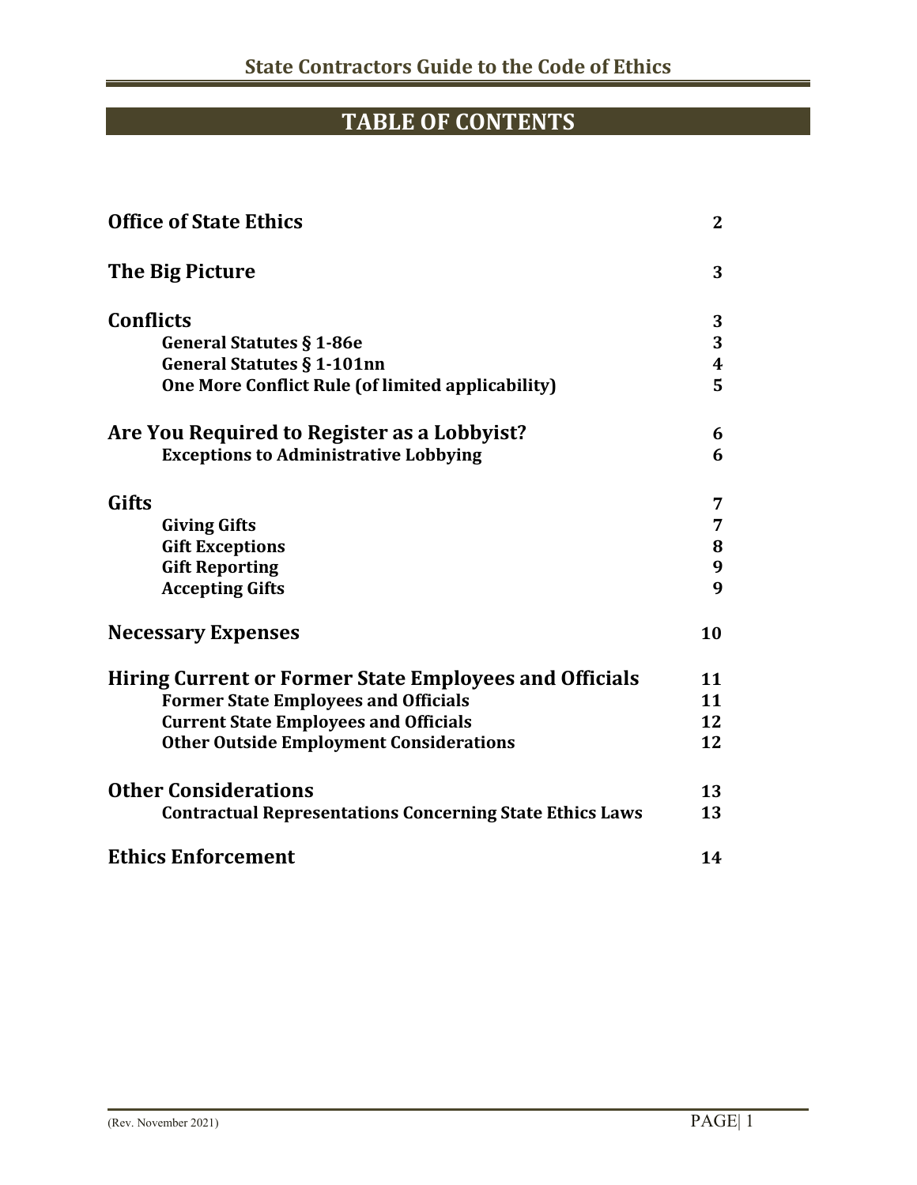## TABLE OF CONTENTS

| | |
|---|---|
| **Office of State Ethics** | **2** |
| **The Big Picture** | **3** |
| **Conflicts** | **3** |
| **General Statutes § 1-86e** | **3** |
| **General Statutes § 1-101nn** | **4** |
| **One More Conflict Rule (of limited applicability)** | **5** |
| **Are You Required to Register as a Lobbyist?** | **6** |
| **Exceptions to Administrative Lobbying** | **6** |
| **Gifts** | **7** |
| **Giving Gifts** | **7** |
| **Gift Exceptions** | **8** |
| **Gift Reporting** | **9** |
| **Accepting Gifts** | **9** |
| **Necessary Expenses** | **10** |
| **Hiring Current or Former State Employees and Officials** | **11** |
| **Former State Employees and Officials** | **11** |
| **Current State Employees and Officials** | **12** |
| **Other Outside Employment Considerations** | **12** |
| **Other Considerations** | **13** |
| **Contractual Representations Concerning State Ethics Laws** | **13** |
| **Ethics Enforcement** | **14** |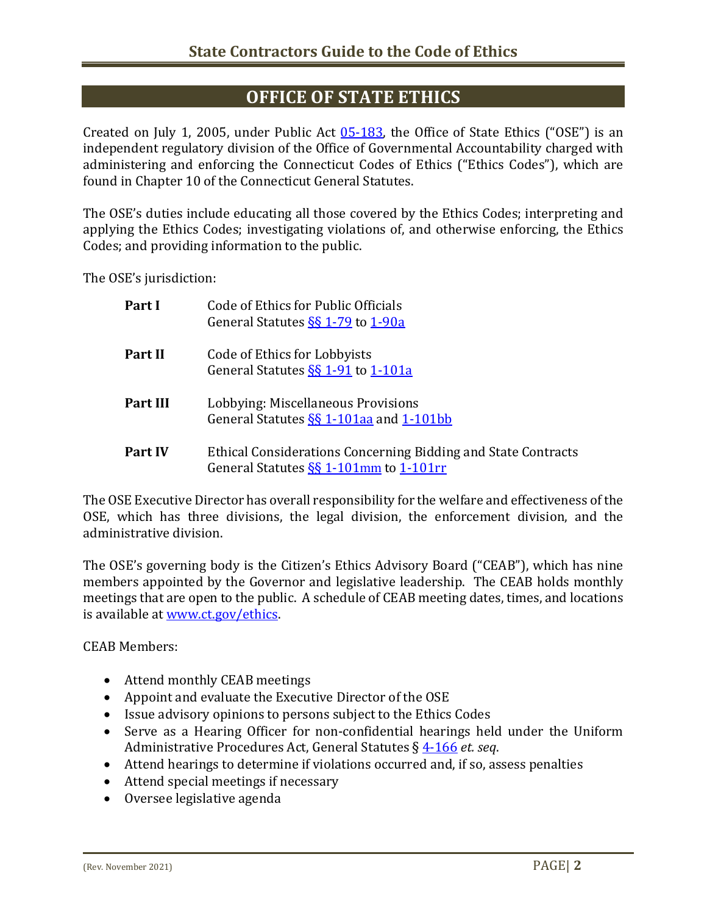## OFFICE OF STATE ETHICS

Created on July 1, 2005, under Public Act 05-183, the Office of State Ethics ("OSE") is an independent regulatory division of the Office of Governmental Accountability charged with administering and enforcing the Connecticut Codes of Ethics ("Ethics Codes"), which are found in Chapter 10 of the Connecticut General Statutes.

The OSE's duties include educating all those covered by the Ethics Codes; interpreting and applying the Ethics Codes; investigating violations of, and otherwise enforcing, the Ethics Codes; and providing information to the public.

The OSE's jurisdiction:

| | |
|---|---|
| **Part I** | Code of Ethics for Public Officials<br>General Statutes §§ 1-79 to 1-90a |
| **Part II** | Code of Ethics for Lobbyists<br>General Statutes §§ 1-91 to 1-101a |
| **Part III** | Lobbying: Miscellaneous Provisions<br>General Statutes §§ 1-101aa and 1-101bb |
| **Part IV** | Ethical Considerations Concerning Bidding and State Contracts<br>General Statutes §§ 1-101mm to 1-101rr |

The OSE Executive Director has overall responsibility for the welfare and effectiveness of the OSE, which has three divisions, the legal division, the enforcement division, and the administrative division.

The OSE's governing body is the Citizen's Ethics Advisory Board ("CEAB"), which has nine members appointed by the Governor and legislative leadership. The CEAB holds monthly meetings that are open to the public. A schedule of CEAB meeting dates, times, and locations is available at www.ct.gov/ethics.

CEAB Members:

- Attend monthly CEAB meetings
- Appoint and evaluate the Executive Director of the OSE
- Issue advisory opinions to persons subject to the Ethics Codes
- Serve as a Hearing Officer for non-confidential hearings held under the Uniform Administrative Procedures Act, General Statutes § 4-166 *et. seq*.
- Attend hearings to determine if violations occurred and, if so, assess penalties
- Attend special meetings if necessary
- Oversee legislative agenda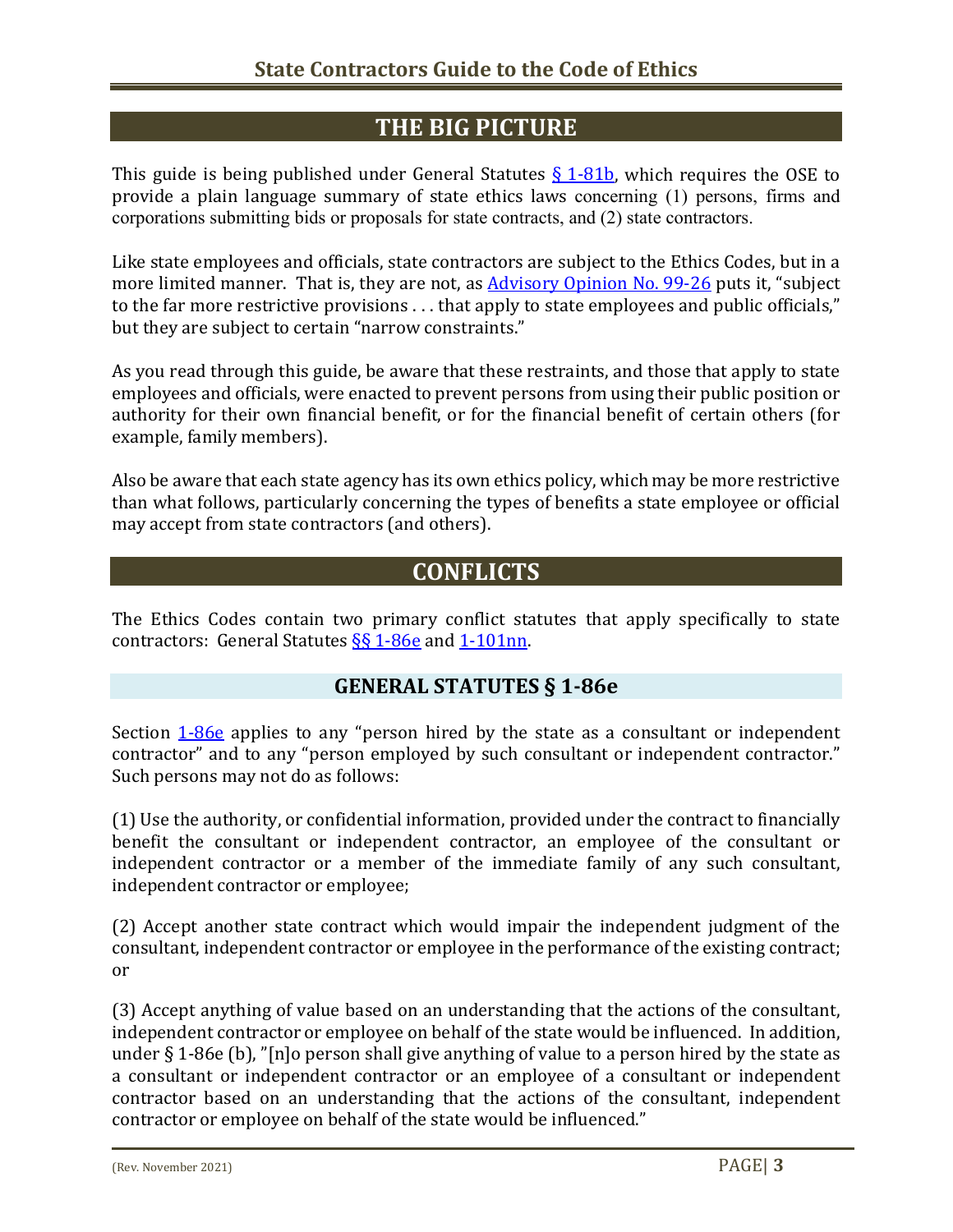## THE BIG PICTURE

This guide is being published under General Statutes [§ 1-81b](), which requires the OSE to provide a plain language summary of state ethics laws concerning (1) persons, firms and corporations submitting bids or proposals for state contracts, and (2) state contractors.

Like state employees and officials, state contractors are subject to the Ethics Codes, but in a more limited manner. That is, they are not, as [Advisory Opinion No. 99-26]() puts it, "subject to the far more restrictive provisions . . . that apply to state employees and public officials," but they are subject to certain "narrow constraints."

As you read through this guide, be aware that these restraints, and those that apply to state employees and officials, were enacted to prevent persons from using their public position or authority for their own financial benefit, or for the financial benefit of certain others (for example, family members).

Also be aware that each state agency has its own ethics policy, which may be more restrictive than what follows, particularly concerning the types of benefits a state employee or official may accept from state contractors (and others).

## CONFLICTS

The Ethics Codes contain two primary conflict statutes that apply specifically to state contractors: General Statutes [§§ 1-86e]() and [1-101nn]().

### GENERAL STATUTES § 1-86e

Section [1-86e]() applies to any "person hired by the state as a consultant or independent contractor" and to any "person employed by such consultant or independent contractor." Such persons may not do as follows:

(1) Use the authority, or confidential information, provided under the contract to financially benefit the consultant or independent contractor, an employee of the consultant or independent contractor or a member of the immediate family of any such consultant, independent contractor or employee;

(2) Accept another state contract which would impair the independent judgment of the consultant, independent contractor or employee in the performance of the existing contract; or

(3) Accept anything of value based on an understanding that the actions of the consultant, independent contractor or employee on behalf of the state would be influenced. In addition, under § 1-86e (b), "[n]o person shall give anything of value to a person hired by the state as a consultant or independent contractor or an employee of a consultant or independent contractor based on an understanding that the actions of the consultant, independent contractor or employee on behalf of the state would be influenced."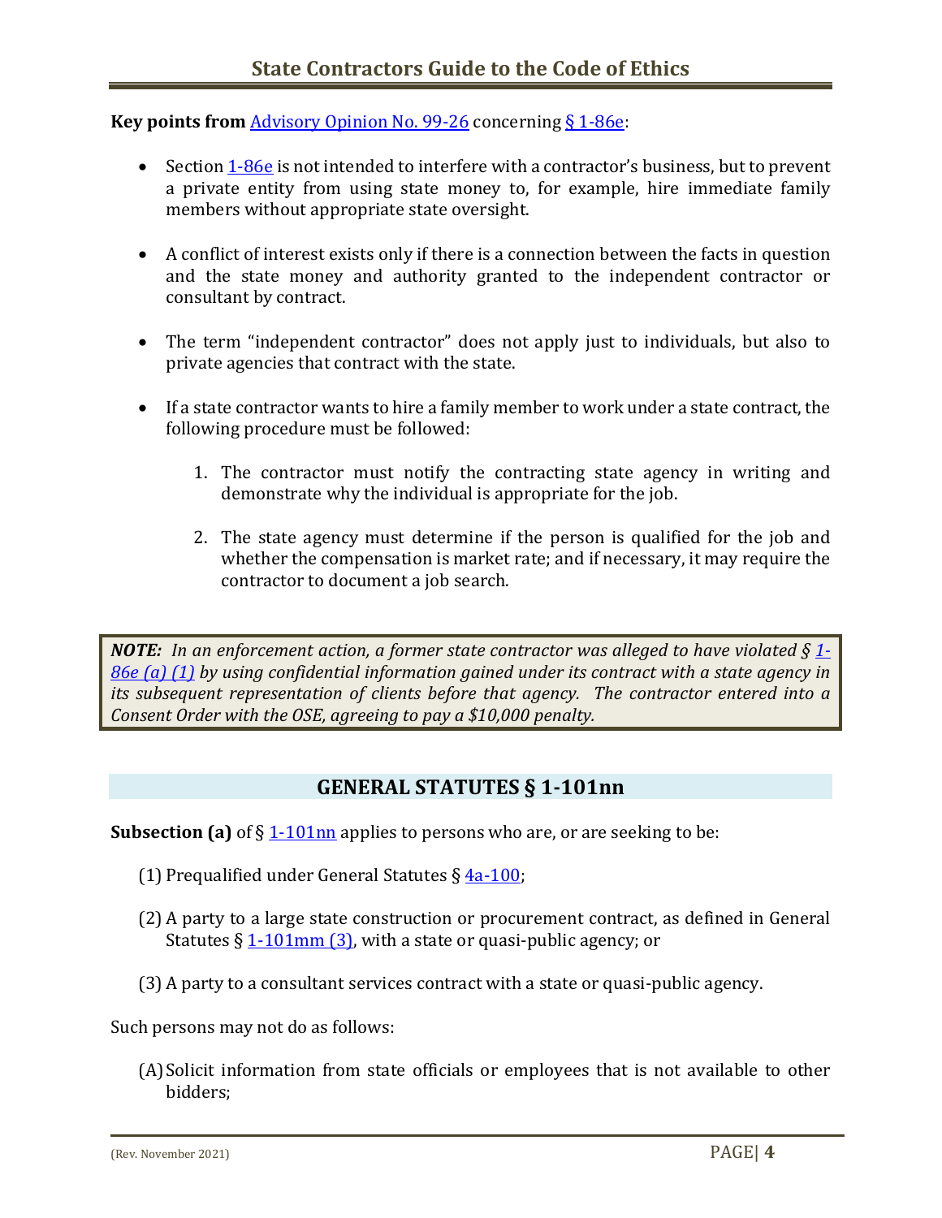**Key points from** Advisory Opinion No. 99-26 concerning § 1-86e:

- Section 1-86e is not intended to interfere with a contractor's business, but to prevent a private entity from using state money to, for example, hire immediate family members without appropriate state oversight.

- A conflict of interest exists only if there is a connection between the facts in question and the state money and authority granted to the independent contractor or consultant by contract.

- The term "independent contractor" does not apply just to individuals, but also to private agencies that contract with the state.

- If a state contractor wants to hire a family member to work under a state contract, the following procedure must be followed:

  1. The contractor must notify the contracting state agency in writing and demonstrate why the individual is appropriate for the job.

  2. The state agency must determine if the person is qualified for the job and whether the compensation is market rate; and if necessary, it may require the contractor to document a job search.

> ***NOTE:*** *In an enforcement action, a former state contractor was alleged to have violated § 1-86e (a) (1) by using confidential information gained under its contract with a state agency in its subsequent representation of clients before that agency. The contractor entered into a Consent Order with the OSE, agreeing to pay a $10,000 penalty.*

## GENERAL STATUTES § 1-101nn

**Subsection (a)** of § 1-101nn applies to persons who are, or are seeking to be:

(1) Prequalified under General Statutes § 4a-100;

(2) A party to a large state construction or procurement contract, as defined in General Statutes § 1-101mm (3), with a state or quasi-public agency; or

(3) A party to a consultant services contract with a state or quasi-public agency.

Such persons may not do as follows:

(A) Solicit information from state officials or employees that is not available to other bidders;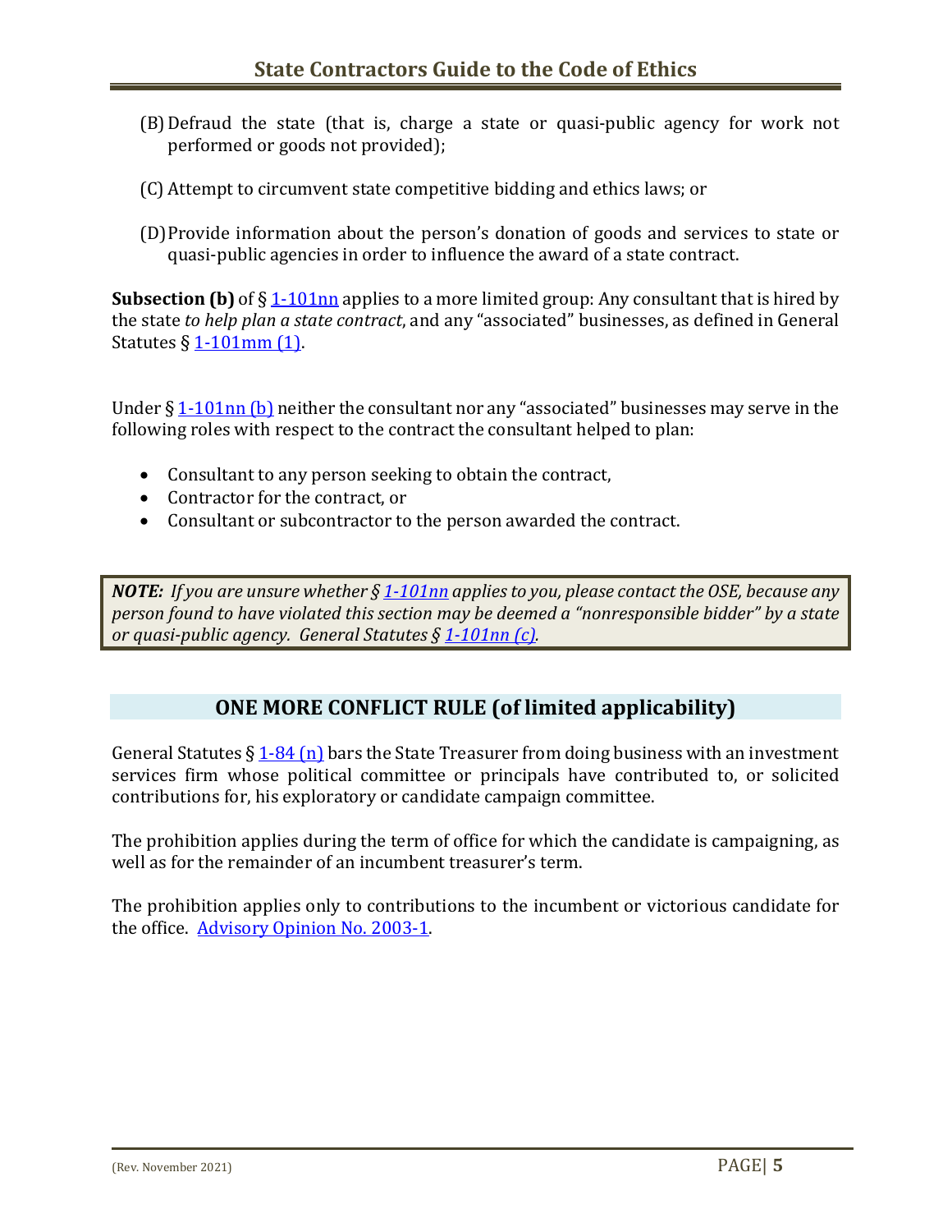(B) Defraud the state (that is, charge a state or quasi-public agency for work not performed or goods not provided);

(C) Attempt to circumvent state competitive bidding and ethics laws; or

(D) Provide information about the person's donation of goods and services to state or quasi-public agencies in order to influence the award of a state contract.

**Subsection (b)** of § 1-101nn applies to a more limited group: Any consultant that is hired by the state *to help plan a state contract*, and any "associated" businesses, as defined in General Statutes § 1-101mm (1).

Under § 1-101nn (b) neither the consultant nor any "associated" businesses may serve in the following roles with respect to the contract the consultant helped to plan:

- Consultant to any person seeking to obtain the contract,
- Contractor for the contract, or
- Consultant or subcontractor to the person awarded the contract.

> ***NOTE:*** *If you are unsure whether § 1-101nn applies to you, please contact the OSE, because any person found to have violated this section may be deemed a "nonresponsible bidder" by a state or quasi-public agency. General Statutes § 1-101nn (c).*

## ONE MORE CONFLICT RULE (of limited applicability)

General Statutes § 1-84 (n) bars the State Treasurer from doing business with an investment services firm whose political committee or principals have contributed to, or solicited contributions for, his exploratory or candidate campaign committee.

The prohibition applies during the term of office for which the candidate is campaigning, as well as for the remainder of an incumbent treasurer's term.

The prohibition applies only to contributions to the incumbent or victorious candidate for the office. Advisory Opinion No. 2003-1.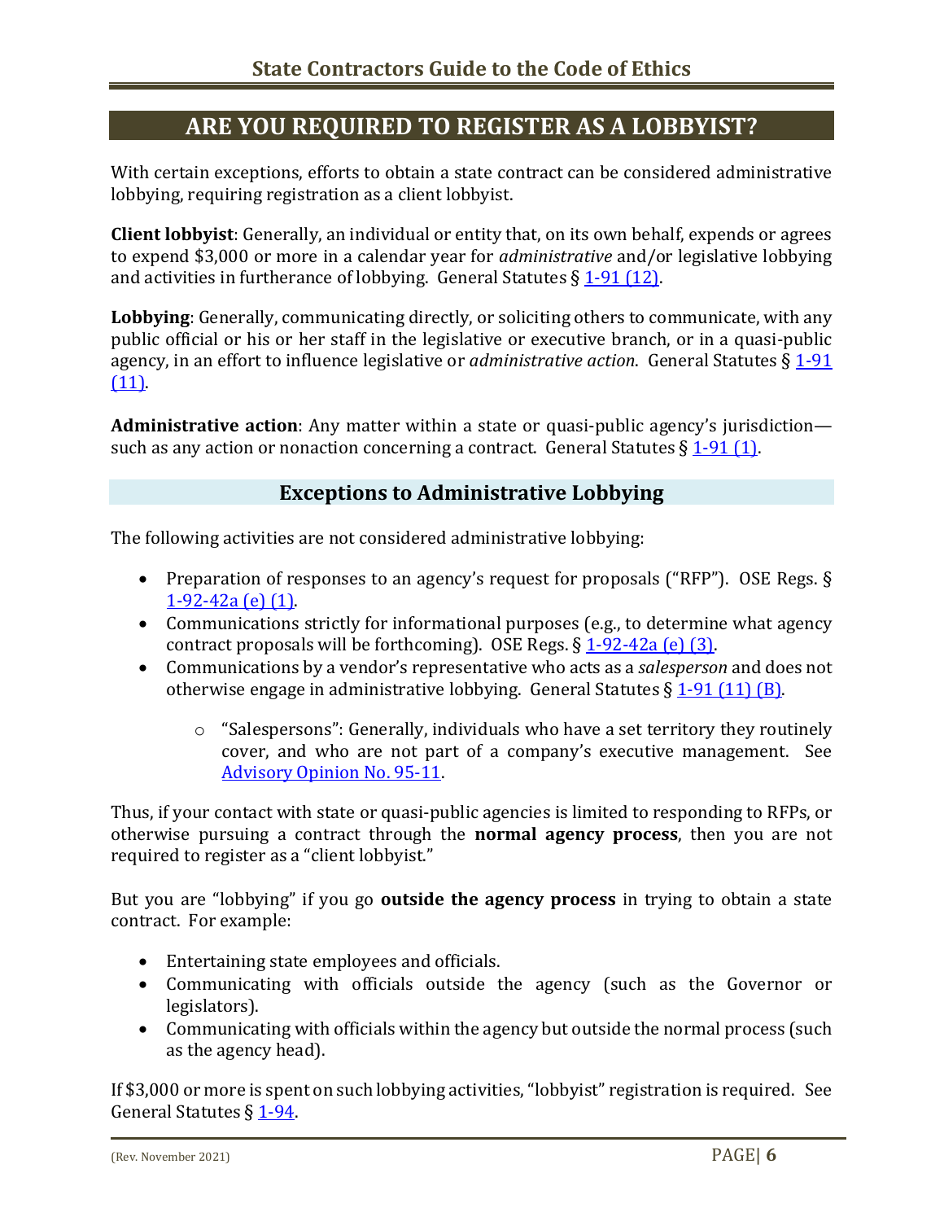## ARE YOU REQUIRED TO REGISTER AS A LOBBYIST?

With certain exceptions, efforts to obtain a state contract can be considered administrative lobbying, requiring registration as a client lobbyist.

**Client lobbyist**: Generally, an individual or entity that, on its own behalf, expends or agrees to expend $3,000 or more in a calendar year for *administrative* and/or legislative lobbying and activities in furtherance of lobbying. General Statutes § 1-91 (12).

**Lobbying**: Generally, communicating directly, or soliciting others to communicate, with any public official or his or her staff in the legislative or executive branch, or in a quasi-public agency, in an effort to influence legislative or *administrative action*. General Statutes § 1-91 (11).

**Administrative action**: Any matter within a state or quasi-public agency's jurisdiction—such as any action or nonaction concerning a contract. General Statutes § 1-91 (1).

### Exceptions to Administrative Lobbying

The following activities are not considered administrative lobbying:

- Preparation of responses to an agency's request for proposals ("RFP"). OSE Regs. § 1-92-42a (e) (1).
- Communications strictly for informational purposes (e.g., to determine what agency contract proposals will be forthcoming). OSE Regs. § 1-92-42a (e) (3).
- Communications by a vendor's representative who acts as a *salesperson* and does not otherwise engage in administrative lobbying. General Statutes § 1-91 (11) (B).
  - "Salespersons": Generally, individuals who have a set territory they routinely cover, and who are not part of a company's executive management. See Advisory Opinion No. 95-11.

Thus, if your contact with state or quasi-public agencies is limited to responding to RFPs, or otherwise pursuing a contract through the **normal agency process**, then you are not required to register as a "client lobbyist."

But you are "lobbying" if you go **outside the agency process** in trying to obtain a state contract. For example:

- Entertaining state employees and officials.
- Communicating with officials outside the agency (such as the Governor or legislators).
- Communicating with officials within the agency but outside the normal process (such as the agency head).

If $3,000 or more is spent on such lobbying activities, "lobbyist" registration is required. See General Statutes § 1-94.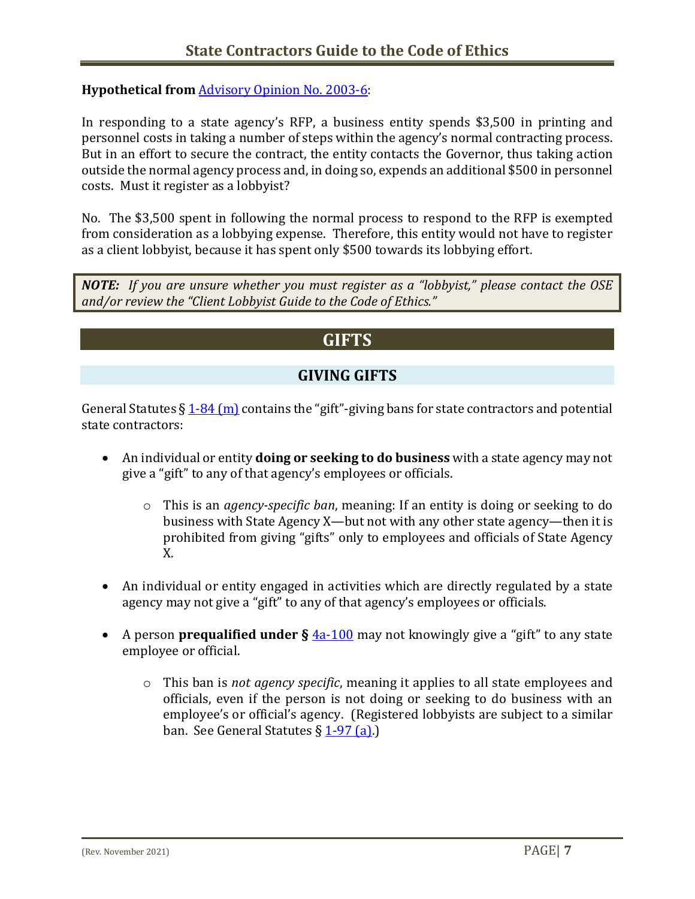**Hypothetical from** Advisory Opinion No. 2003-6:

In responding to a state agency's RFP, a business entity spends $3,500 in printing and personnel costs in taking a number of steps within the agency's normal contracting process. But in an effort to secure the contract, the entity contacts the Governor, thus taking action outside the normal agency process and, in doing so, expends an additional $500 in personnel costs. Must it register as a lobbyist?

No. The $3,500 spent in following the normal process to respond to the RFP is exempted from consideration as a lobbying expense. Therefore, this entity would not have to register as a client lobbyist, because it has spent only $500 towards its lobbying effort.

> ***NOTE:** If you are unsure whether you must register as a "lobbyist," please contact the OSE and/or review the "Client Lobbyist Guide to the Code of Ethics."*

## GIFTS

### GIVING GIFTS

General Statutes § 1-84 (m) contains the "gift"-giving bans for state contractors and potential state contractors:

- An individual or entity **doing or seeking to do business** with a state agency may not give a "gift" to any of that agency's employees or officials.
  - This is an *agency-specific ban*, meaning: If an entity is doing or seeking to do business with State Agency X—but not with any other state agency—then it is prohibited from giving "gifts" only to employees and officials of State Agency X.
- An individual or entity engaged in activities which are directly regulated by a state agency may not give a "gift" to any of that agency's employees or officials.
- A person **prequalified under §** 4a-100 may not knowingly give a "gift" to any state employee or official.
  - This ban is *not agency specific*, meaning it applies to all state employees and officials, even if the person is not doing or seeking to do business with an employee's or official's agency. (Registered lobbyists are subject to a similar ban. See General Statutes § 1-97 (a).)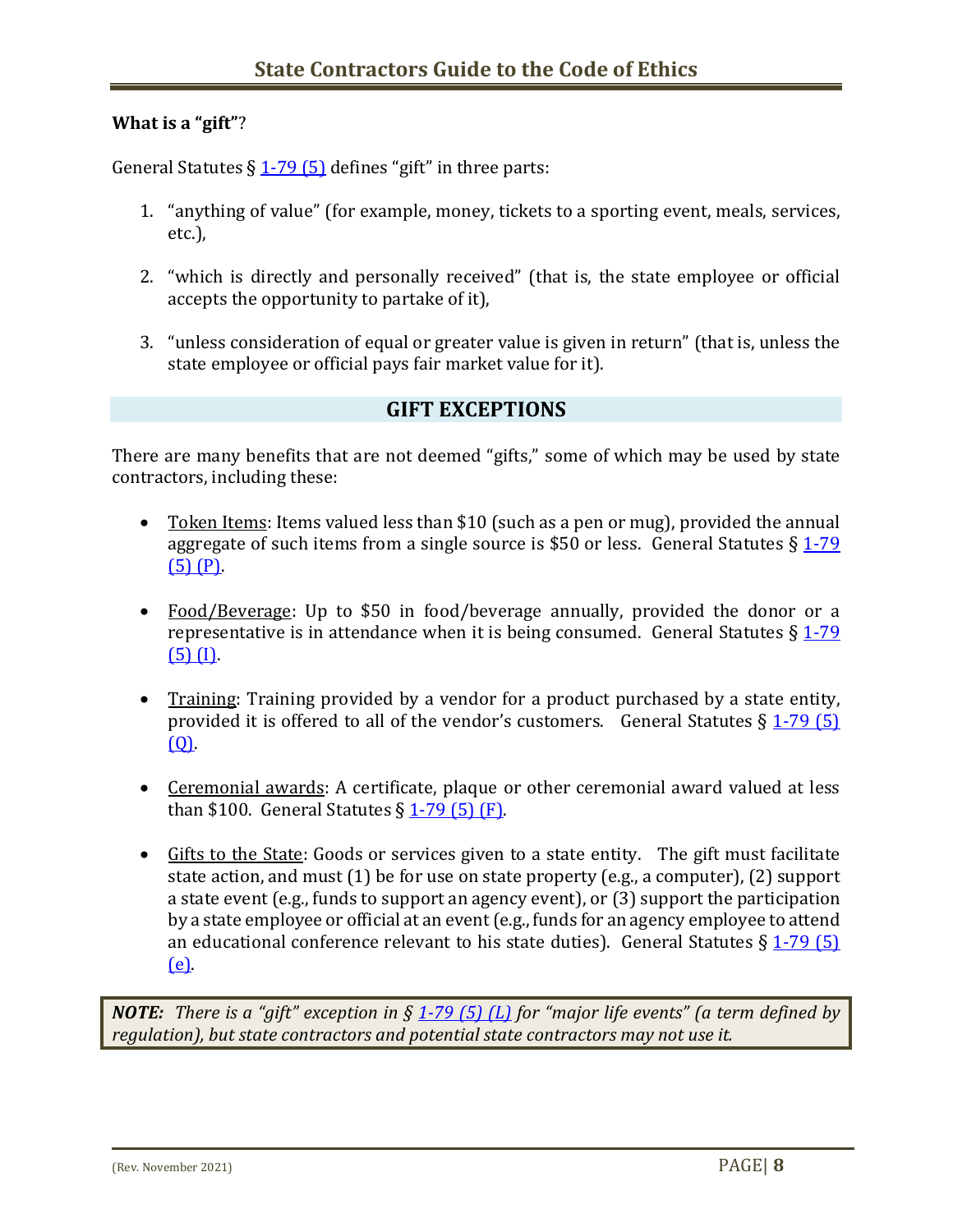### What is a "gift"?

General Statutes § 1-79 (5) defines "gift" in three parts:

1. "anything of value" (for example, money, tickets to a sporting event, meals, services, etc.),

2. "which is directly and personally received" (that is, the state employee or official accepts the opportunity to partake of it),

3. "unless consideration of equal or greater value is given in return" (that is, unless the state employee or official pays fair market value for it).

## GIFT EXCEPTIONS

There are many benefits that are not deemed "gifts," some of which may be used by state contractors, including these:

- Token Items: Items valued less than $10 (such as a pen or mug), provided the annual aggregate of such items from a single source is $50 or less. General Statutes § 1-79 (5) (P).

- Food/Beverage: Up to $50 in food/beverage annually, provided the donor or a representative is in attendance when it is being consumed. General Statutes § 1-79 (5) (I).

- Training: Training provided by a vendor for a product purchased by a state entity, provided it is offered to all of the vendor's customers. General Statutes § 1-79 (5) (Q).

- Ceremonial awards: A certificate, plaque or other ceremonial award valued at less than $100. General Statutes § 1-79 (5) (F).

- Gifts to the State: Goods or services given to a state entity. The gift must facilitate state action, and must (1) be for use on state property (e.g., a computer), (2) support a state event (e.g., funds to support an agency event), or (3) support the participation by a state employee or official at an event (e.g., funds for an agency employee to attend an educational conference relevant to his state duties). General Statutes § 1-79 (5) (e).

***NOTE:*** *There is a "gift" exception in § 1-79 (5) (L) for "major life events" (a term defined by regulation), but state contractors and potential state contractors may not use it.*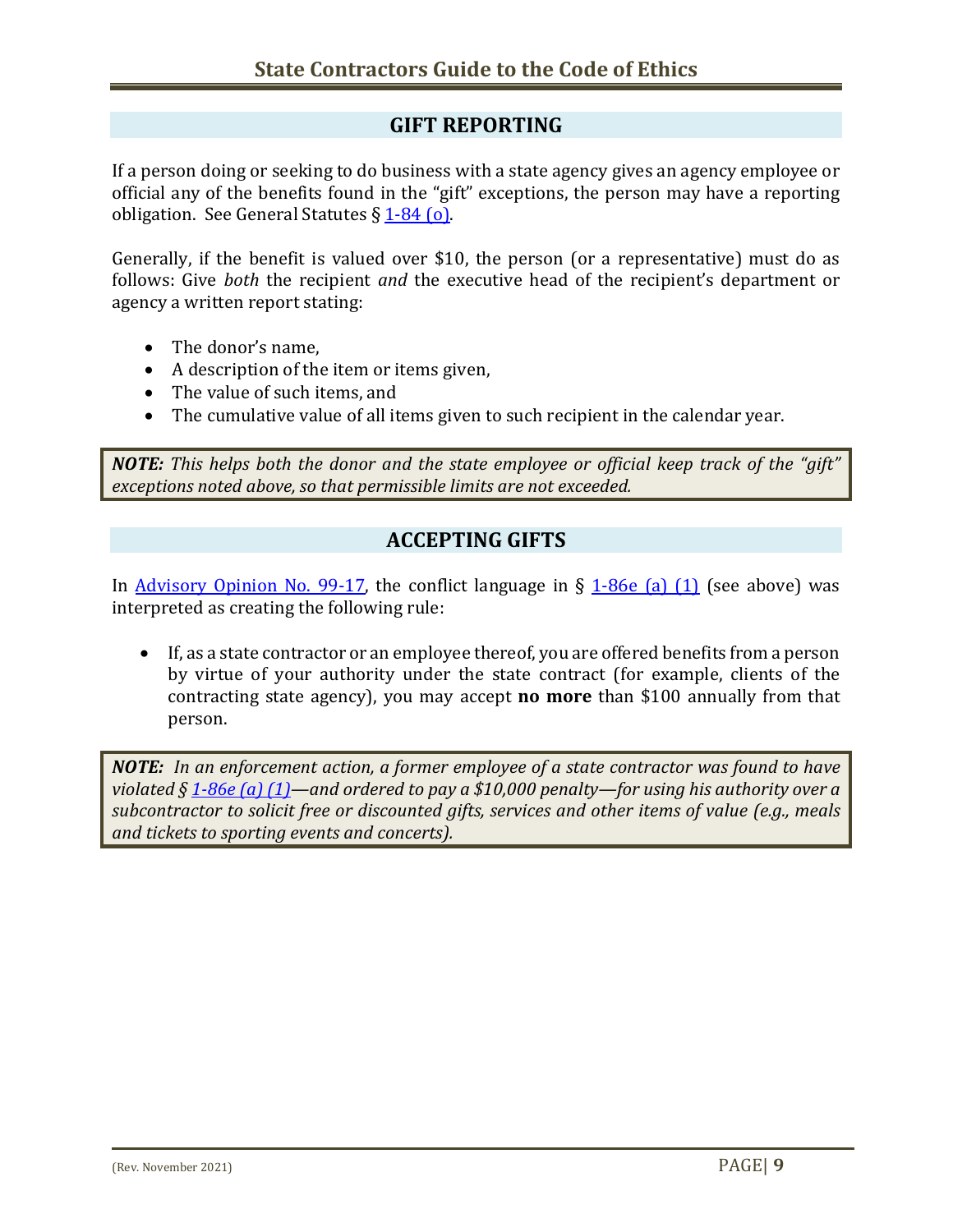## GIFT REPORTING

If a person doing or seeking to do business with a state agency gives an agency employee or official any of the benefits found in the "gift" exceptions, the person may have a reporting obligation. See General Statutes § 1-84 (o).

Generally, if the benefit is valued over $10, the person (or a representative) must do as follows: Give *both* the recipient *and* the executive head of the recipient's department or agency a written report stating:

- The donor's name,
- A description of the item or items given,
- The value of such items, and
- The cumulative value of all items given to such recipient in the calendar year.

> ***NOTE:*** *This helps both the donor and the state employee or official keep track of the "gift" exceptions noted above, so that permissible limits are not exceeded.*

## ACCEPTING GIFTS

In Advisory Opinion No. 99-17, the conflict language in § 1-86e (a) (1) (see above) was interpreted as creating the following rule:

- If, as a state contractor or an employee thereof, you are offered benefits from a person by virtue of your authority under the state contract (for example, clients of the contracting state agency), you may accept **no more** than $100 annually from that person.

> ***NOTE:*** *In an enforcement action, a former employee of a state contractor was found to have violated § 1-86e (a) (1)—and ordered to pay a $10,000 penalty—for using his authority over a subcontractor to solicit free or discounted gifts, services and other items of value (e.g., meals and tickets to sporting events and concerts).*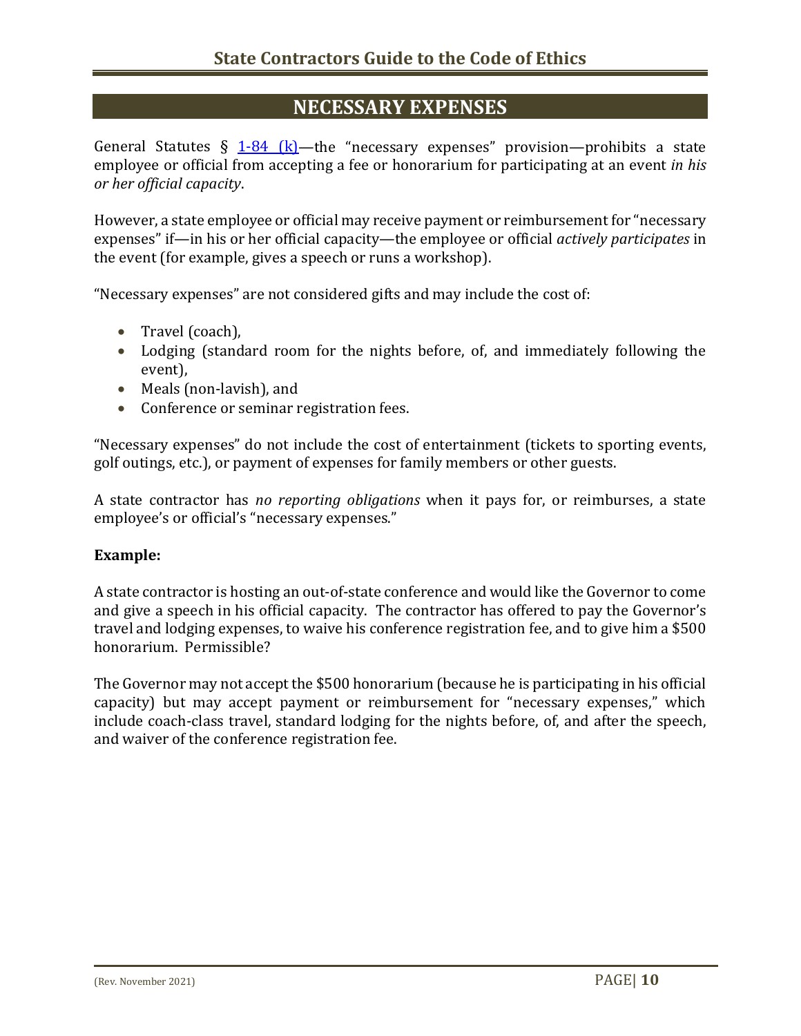## NECESSARY EXPENSES

General Statutes § 1-84 (k)—the "necessary expenses" provision—prohibits a state employee or official from accepting a fee or honorarium for participating at an event *in his or her official capacity*.

However, a state employee or official may receive payment or reimbursement for "necessary expenses" if—in his or her official capacity—the employee or official *actively participates* in the event (for example, gives a speech or runs a workshop).

"Necessary expenses" are not considered gifts and may include the cost of:

- Travel (coach),
- Lodging (standard room for the nights before, of, and immediately following the event),
- Meals (non-lavish), and
- Conference or seminar registration fees.

"Necessary expenses" do not include the cost of entertainment (tickets to sporting events, golf outings, etc.), or payment of expenses for family members or other guests.

A state contractor has *no reporting obligations* when it pays for, or reimburses, a state employee's or official's "necessary expenses."

**Example:**

A state contractor is hosting an out-of-state conference and would like the Governor to come and give a speech in his official capacity. The contractor has offered to pay the Governor's travel and lodging expenses, to waive his conference registration fee, and to give him a $500 honorarium. Permissible?

The Governor may not accept the $500 honorarium (because he is participating in his official capacity) but may accept payment or reimbursement for "necessary expenses," which include coach-class travel, standard lodging for the nights before, of, and after the speech, and waiver of the conference registration fee.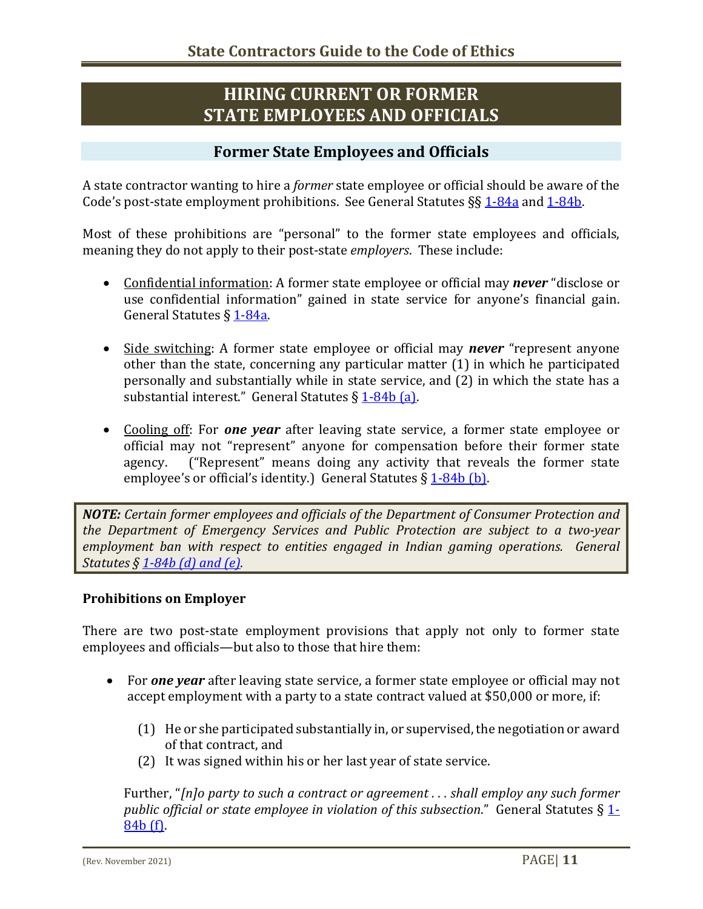# HIRING CURRENT OR FORMER STATE EMPLOYEES AND OFFICIALS

## Former State Employees and Officials

A state contractor wanting to hire a *former* state employee or official should be aware of the Code's post-state employment prohibitions. See General Statutes §§ 1-84a and 1-84b.

Most of these prohibitions are "personal" to the former state employees and officials, meaning they do not apply to their post-state *employers*. These include:

- Confidential information: A former state employee or official may ***never*** "disclose or use confidential information" gained in state service for anyone's financial gain. General Statutes § 1-84a.

- Side switching: A former state employee or official may ***never*** "represent anyone other than the state, concerning any particular matter (1) in which he participated personally and substantially while in state service, and (2) in which the state has a substantial interest." General Statutes § 1-84b (a).

- Cooling off: For ***one year*** after leaving state service, a former state employee or official may not "represent" anyone for compensation before their former state agency. ("Represent" means doing any activity that reveals the former state employee's or official's identity.) General Statutes § 1-84b (b).

> ***NOTE:*** *Certain former employees and officials of the Department of Consumer Protection and the Department of Emergency Services and Public Protection are subject to a two-year employment ban with respect to entities engaged in Indian gaming operations. General Statutes § 1-84b (d) and (e).*

### Prohibitions on Employer

There are two post-state employment provisions that apply not only to former state employees and officials—but also to those that hire them:

- For ***one year*** after leaving state service, a former state employee or official may not accept employment with a party to a state contract valued at $50,000 or more, if:

  (1) He or she participated substantially in, or supervised, the negotiation or award of that contract, and
  (2) It was signed within his or her last year of state service.

  Further, "*[n]o party to such a contract or agreement . . . shall employ any such former public official or state employee in violation of this subsection.*" General Statutes § 1-84b (f).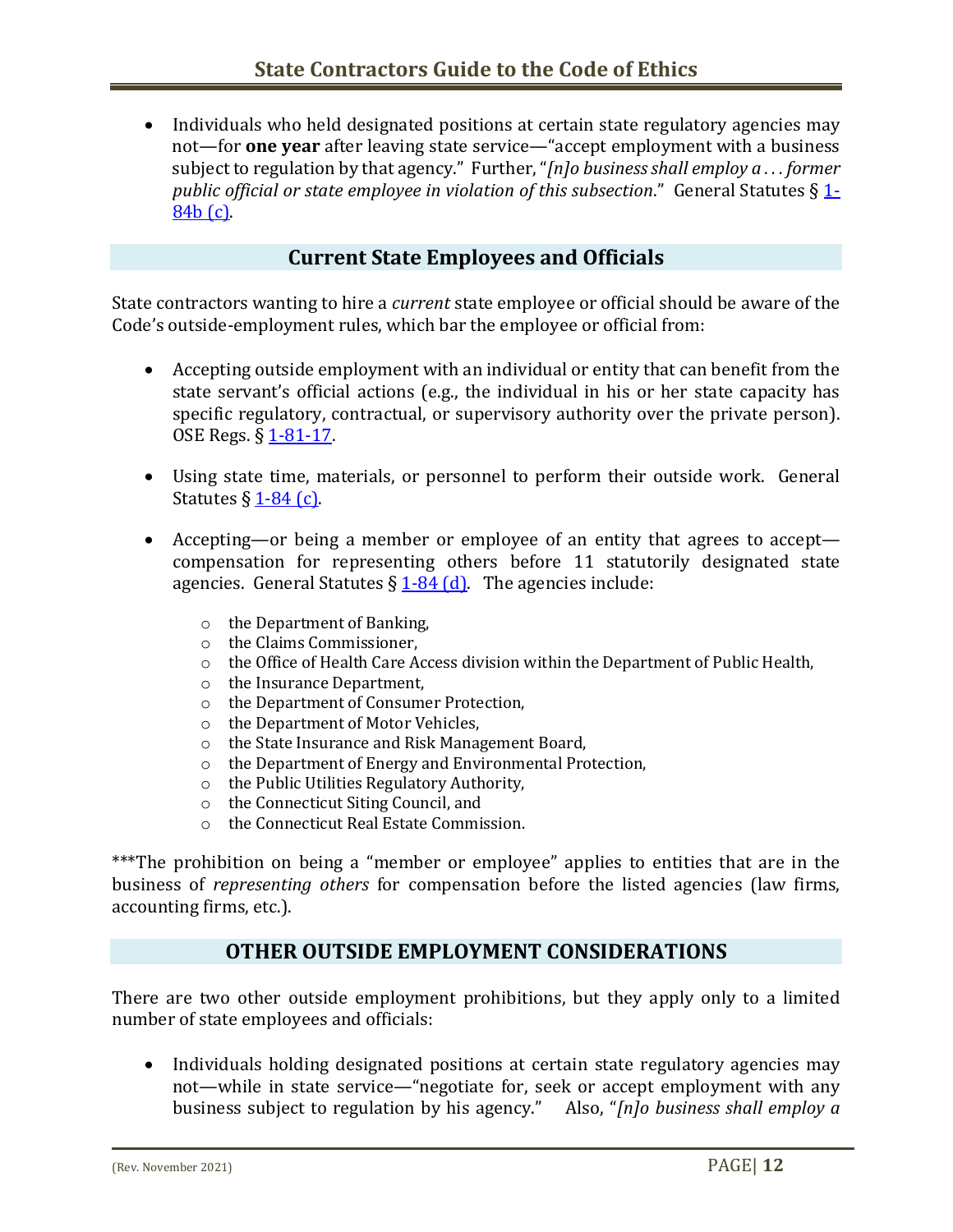- Individuals who held designated positions at certain state regulatory agencies may not—for **one year** after leaving state service—"accept employment with a business subject to regulation by that agency." Further, "*[n]o business shall employ a . . . former public official or state employee in violation of this subsection*." General Statutes § 1-84b (c).

## Current State Employees and Officials

State contractors wanting to hire a *current* state employee or official should be aware of the Code's outside-employment rules, which bar the employee or official from:

- Accepting outside employment with an individual or entity that can benefit from the state servant's official actions (e.g., the individual in his or her state capacity has specific regulatory, contractual, or supervisory authority over the private person). OSE Regs. § 1-81-17.
- Using state time, materials, or personnel to perform their outside work. General Statutes § 1-84 (c).
- Accepting—or being a member or employee of an entity that agrees to accept—compensation for representing others before 11 statutorily designated state agencies. General Statutes § 1-84 (d). The agencies include:
    - the Department of Banking,
    - the Claims Commissioner,
    - the Office of Health Care Access division within the Department of Public Health,
    - the Insurance Department,
    - the Department of Consumer Protection,
    - the Department of Motor Vehicles,
    - the State Insurance and Risk Management Board,
    - the Department of Energy and Environmental Protection,
    - the Public Utilities Regulatory Authority,
    - the Connecticut Siting Council, and
    - the Connecticut Real Estate Commission.

***The prohibition on being a "member or employee" applies to entities that are in the business of *representing others* for compensation before the listed agencies (law firms, accounting firms, etc.).

## OTHER OUTSIDE EMPLOYMENT CONSIDERATIONS

There are two other outside employment prohibitions, but they apply only to a limited number of state employees and officials:

- Individuals holding designated positions at certain state regulatory agencies may not—while in state service—"negotiate for, seek or accept employment with any business subject to regulation by his agency." Also, "*[n]o business shall employ a*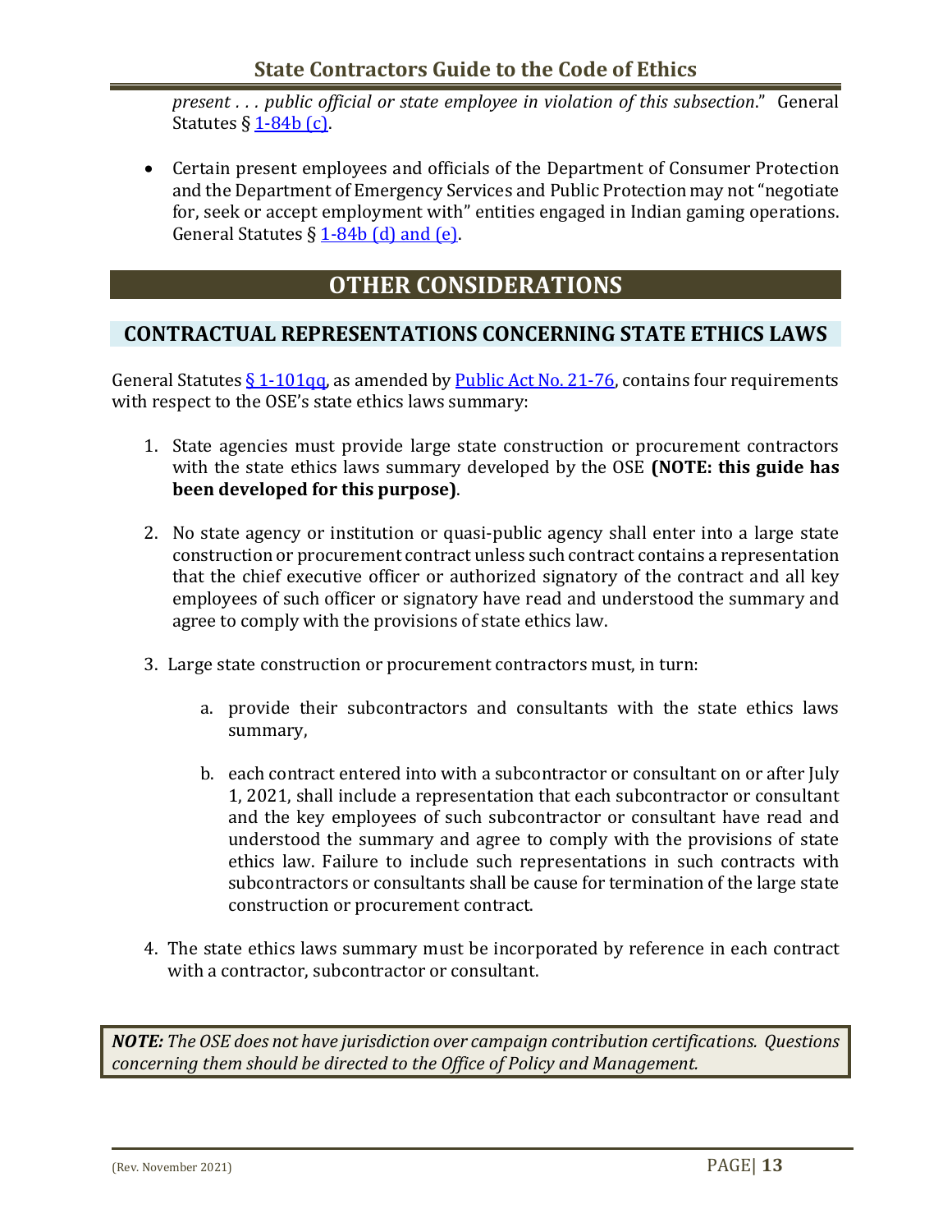*present . . . public official or state employee in violation of this subsection*." General Statutes § 1-84b (c).

- Certain present employees and officials of the Department of Consumer Protection and the Department of Emergency Services and Public Protection may not "negotiate for, seek or accept employment with" entities engaged in Indian gaming operations. General Statutes § 1-84b (d) and (e).

# OTHER CONSIDERATIONS

## CONTRACTUAL REPRESENTATIONS CONCERNING STATE ETHICS LAWS

General Statutes § 1-101qq, as amended by Public Act No. 21-76, contains four requirements with respect to the OSE's state ethics laws summary:

1. State agencies must provide large state construction or procurement contractors with the state ethics laws summary developed by the OSE **(NOTE: this guide has been developed for this purpose)**.

2. No state agency or institution or quasi-public agency shall enter into a large state construction or procurement contract unless such contract contains a representation that the chief executive officer or authorized signatory of the contract and all key employees of such officer or signatory have read and understood the summary and agree to comply with the provisions of state ethics law.

3. Large state construction or procurement contractors must, in turn:

   a. provide their subcontractors and consultants with the state ethics laws summary,

   b. each contract entered into with a subcontractor or consultant on or after July 1, 2021, shall include a representation that each subcontractor or consultant and the key employees of such subcontractor or consultant have read and understood the summary and agree to comply with the provisions of state ethics law. Failure to include such representations in such contracts with subcontractors or consultants shall be cause for termination of the large state construction or procurement contract.

4. The state ethics laws summary must be incorporated by reference in each contract with a contractor, subcontractor or consultant.

***NOTE:*** *The OSE does not have jurisdiction over campaign contribution certifications. Questions concerning them should be directed to the Office of Policy and Management.*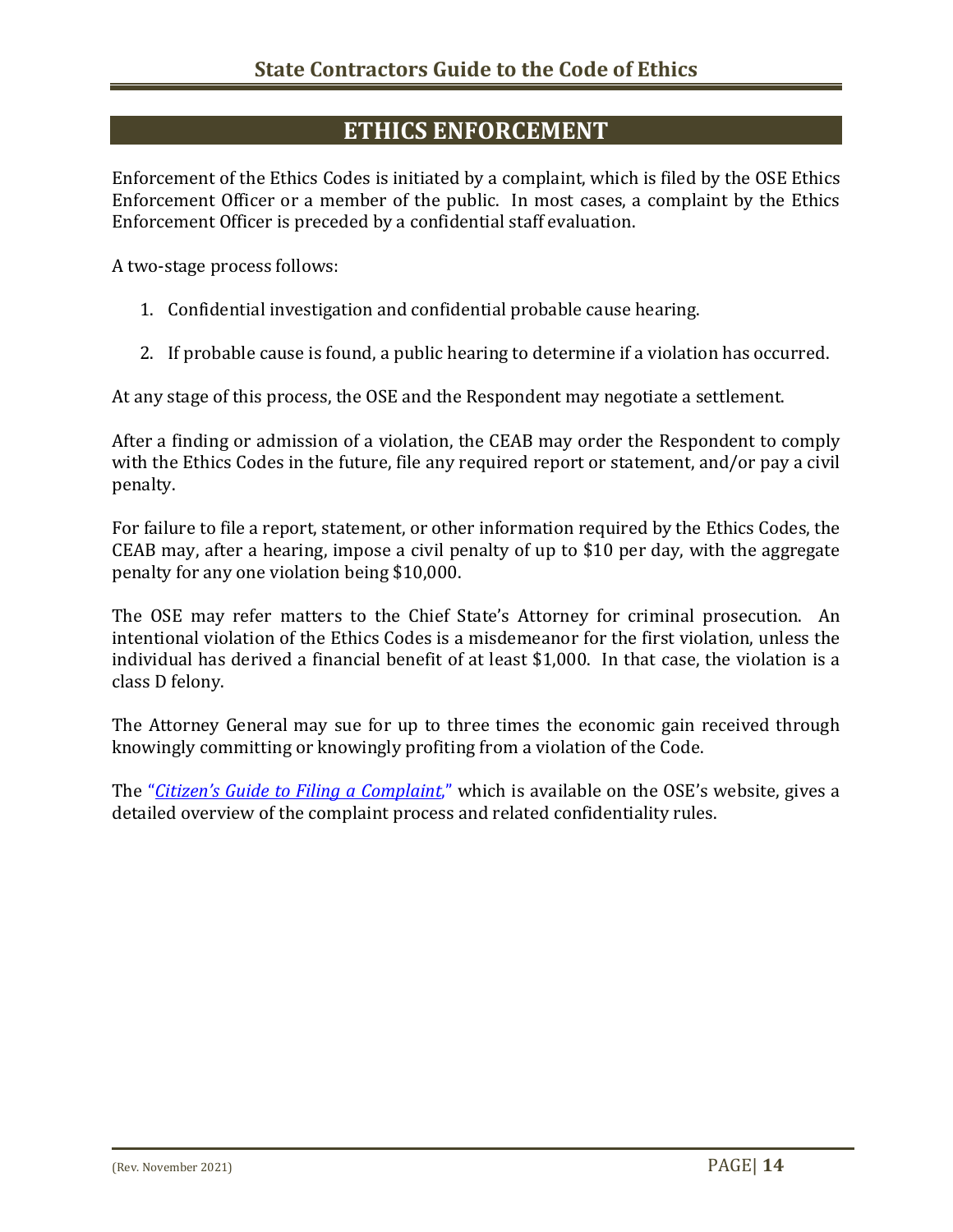## ETHICS ENFORCEMENT

Enforcement of the Ethics Codes is initiated by a complaint, which is filed by the OSE Ethics Enforcement Officer or a member of the public. In most cases, a complaint by the Ethics Enforcement Officer is preceded by a confidential staff evaluation.

A two-stage process follows:

1. Confidential investigation and confidential probable cause hearing.

2. If probable cause is found, a public hearing to determine if a violation has occurred.

At any stage of this process, the OSE and the Respondent may negotiate a settlement.

After a finding or admission of a violation, the CEAB may order the Respondent to comply with the Ethics Codes in the future, file any required report or statement, and/or pay a civil penalty.

For failure to file a report, statement, or other information required by the Ethics Codes, the CEAB may, after a hearing, impose a civil penalty of up to $10 per day, with the aggregate penalty for any one violation being $10,000.

The OSE may refer matters to the Chief State's Attorney for criminal prosecution. An intentional violation of the Ethics Codes is a misdemeanor for the first violation, unless the individual has derived a financial benefit of at least $1,000. In that case, the violation is a class D felony.

The Attorney General may sue for up to three times the economic gain received through knowingly committing or knowingly profiting from a violation of the Code.

The "*Citizen's Guide to Filing a Complaint*," which is available on the OSE's website, gives a detailed overview of the complaint process and related confidentiality rules.